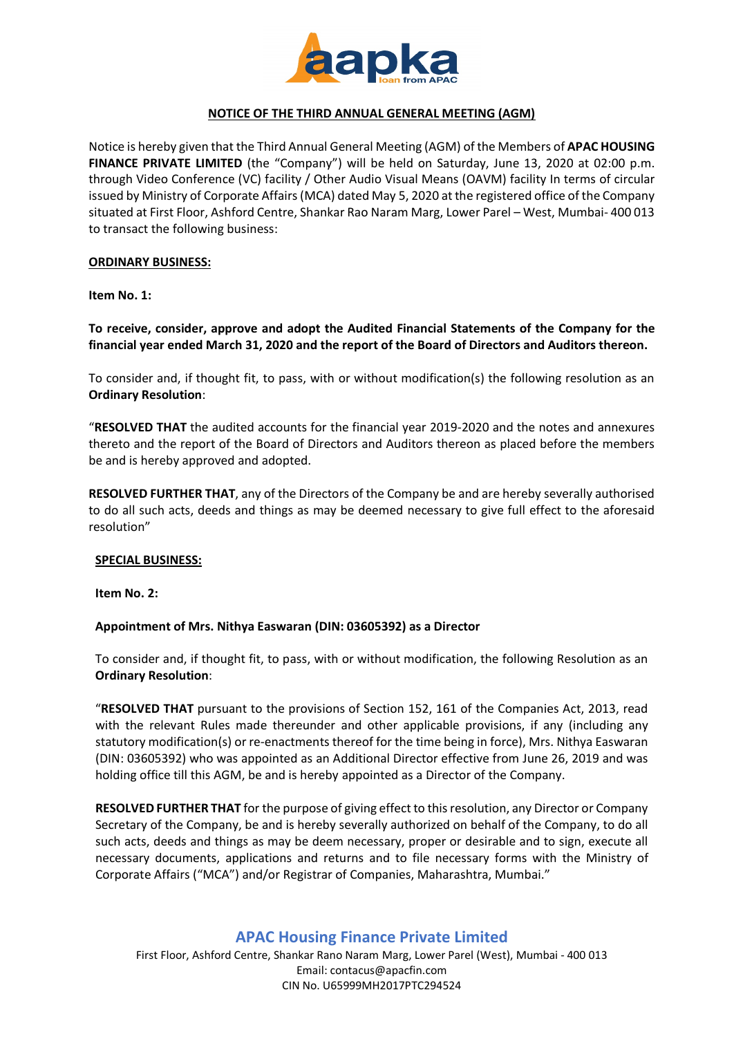## NOTICE OF THE THIRD ANNUAL GENERAL MEETING (AGM)

Notice is hereby given that the Third Annual General Meeting (AGM) of the Members of **APAC HOUSING FINANCE PRIVATE LIMITED** (the "Company") will be held on Saturday, June 13, 2020 at 02:00 p.m. through Video Conference (VC) facility / Other Audio Visual Means (OAVM) facility In terms of circular issued by Ministry of Corporate Affairs (MCA) dated May 5, 2020 at the registered office of the Company situated at First Floor, Ashford Centre, Shankar Rao Naram Marg, Lower Parel – West, Mumbai- 400 013 to transact the following business:

### ORDINARY BUSINESS:

**Item No. 1:**

**To receive, consider, approve and adopt the Audited Financial Statements of the Company for the financial year ended March 31, 2020 and the report of the Board of Directors and Auditors thereon.**

To consider and, if thought fit, to pass, with or without modification(s) the following resolution as an **Ordinary Resolution**:

"**RESOLVED THAT** the audited accounts for the financial year 2019-2020 and the notes and annexures thereto and the report of the Board of Directors and Auditors thereon as placed before the members be and is hereby approved and adopted.

**RESOLVED FURTHER THAT**, any of the Directors of the Company be and are hereby severally authorised to do all such acts, deeds and things as may be deemed necessary to give full effect to the aforesaid resolution"

### SPECIAL BUSINESS:

**Item No. 2:**

**Appointment of Mrs. Nithya Easwaran (DIN: 03605392) as a Director**

To consider and, if thought fit, to pass, with or without modification, the following Resolution as an **Ordinary Resolution**:

"**RESOLVED THAT** pursuant to the provisions of Section 152, 161 of the Companies Act, 2013, read with the relevant Rules made thereunder and other applicable provisions, if any (including any statutory modification(s) or re-enactments thereof for the time being in force), Mrs. Nithya Easwaran (DIN: 03605392) who was appointed as an Additional Director effective from June 26, 2019 and was holding office till this AGM, be and is hereby appointed as a Director of the Company.

**RESOLVED FURTHER THAT** for the purpose of giving effect to this resolution, any Director or Company Secretary of the Company, be and is hereby severally authorized on behalf of the Company, to do all such acts, deeds and things as may be deem necessary, proper or desirable and to sign, execute all necessary documents, applications and returns and to file necessary forms with the Ministry of Corporate Affairs ("MCA") and/or Registrar of Companies, Maharashtra, Mumbai."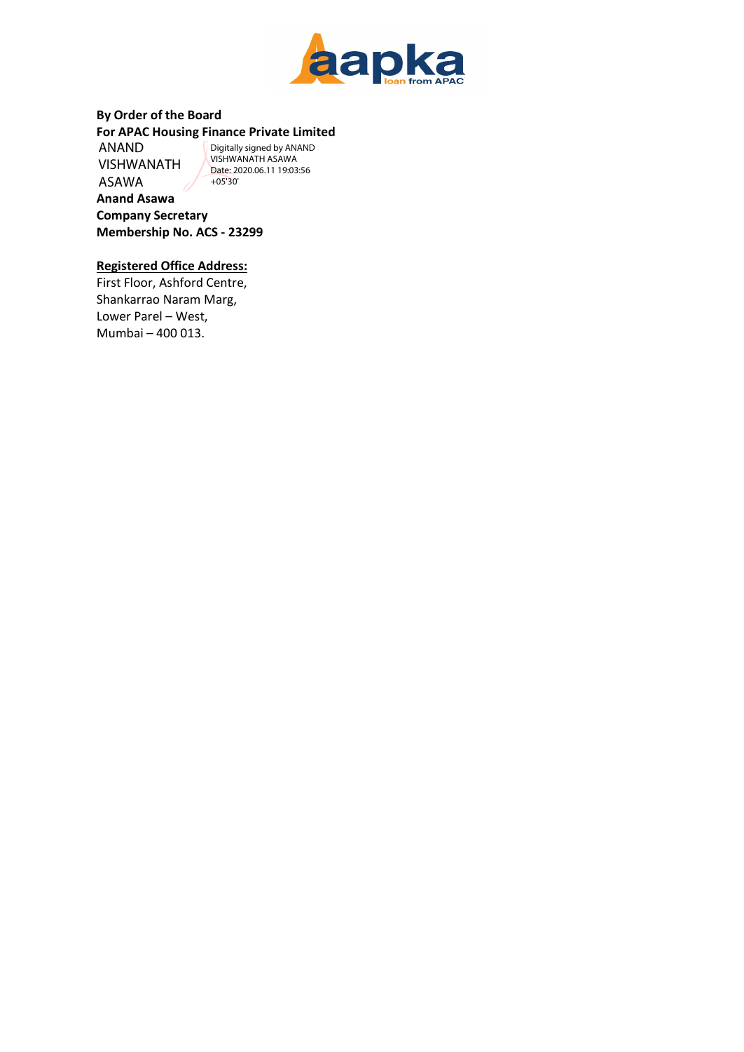**By Order of the Board**
**For APAC Housing Finance Private Limited**

ANAND VISHWANATH ASAWA

Digitally signed by ANAND VISHWANATH ASAWA
Date: 2020.06.11 19:03:56 +05'30'

**Anand Asawa**
**Company Secretary**
**Membership No. ACS - 23299**

**Registered Office Address:**

First Floor, Ashford Centre,
Shankarrao Naram Marg,
Lower Parel – West,
Mumbai – 400 013.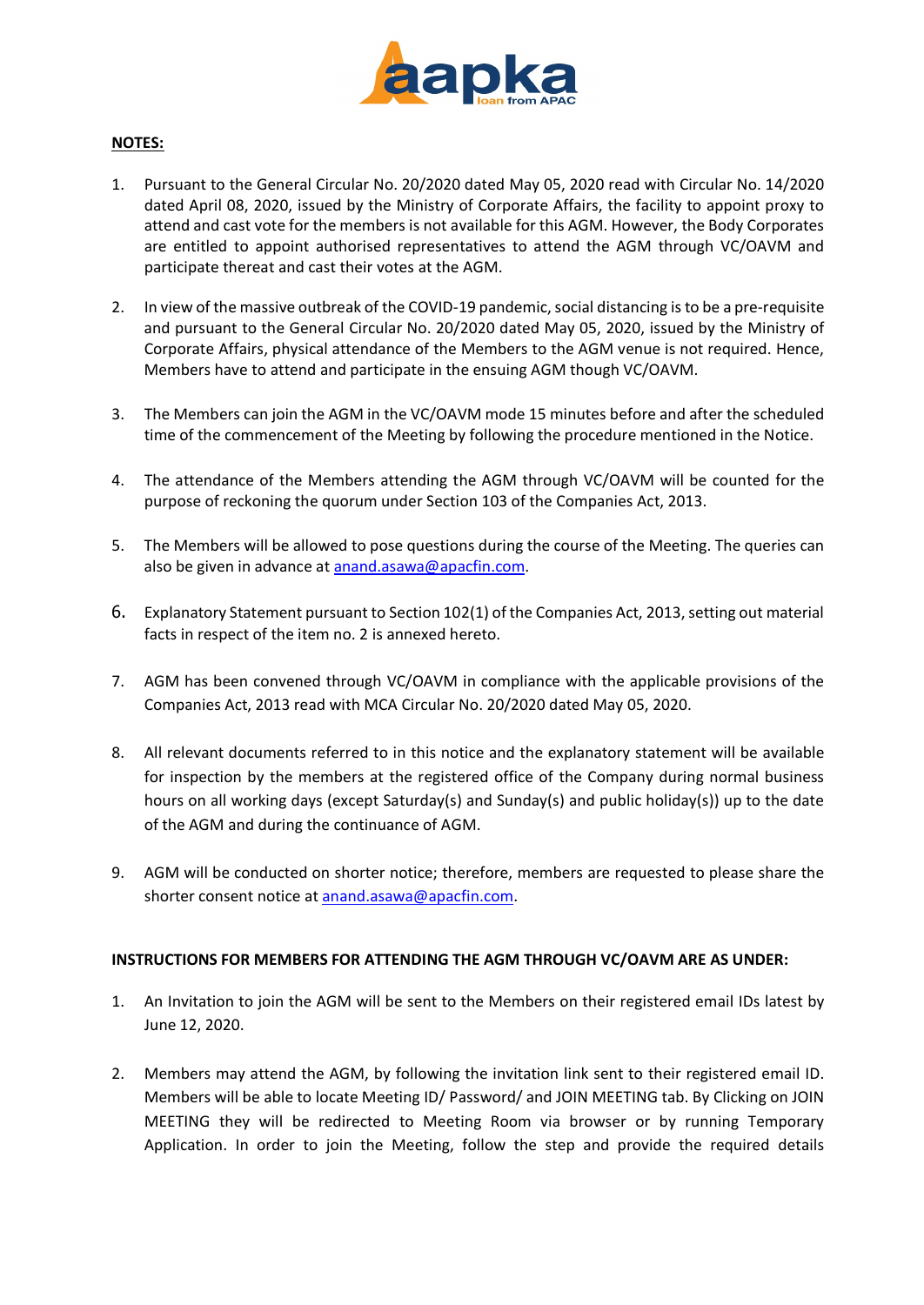**NOTES:**

1. Pursuant to the General Circular No. 20/2020 dated May 05, 2020 read with Circular No. 14/2020 dated April 08, 2020, issued by the Ministry of Corporate Affairs, the facility to appoint proxy to attend and cast vote for the members is not available for this AGM. However, the Body Corporates are entitled to appoint authorised representatives to attend the AGM through VC/OAVM and participate thereat and cast their votes at the AGM.

2. In view of the massive outbreak of the COVID-19 pandemic, social distancing is to be a pre-requisite and pursuant to the General Circular No. 20/2020 dated May 05, 2020, issued by the Ministry of Corporate Affairs, physical attendance of the Members to the AGM venue is not required. Hence, Members have to attend and participate in the ensuing AGM though VC/OAVM.

3. The Members can join the AGM in the VC/OAVM mode 15 minutes before and after the scheduled time of the commencement of the Meeting by following the procedure mentioned in the Notice.

4. The attendance of the Members attending the AGM through VC/OAVM will be counted for the purpose of reckoning the quorum under Section 103 of the Companies Act, 2013.

5. The Members will be allowed to pose questions during the course of the Meeting. The queries can also be given in advance at anand.asawa@apacfin.com.

6. Explanatory Statement pursuant to Section 102(1) of the Companies Act, 2013, setting out material facts in respect of the item no. 2 is annexed hereto.

7. AGM has been convened through VC/OAVM in compliance with the applicable provisions of the Companies Act, 2013 read with MCA Circular No. 20/2020 dated May 05, 2020.

8. All relevant documents referred to in this notice and the explanatory statement will be available for inspection by the members at the registered office of the Company during normal business hours on all working days (except Saturday(s) and Sunday(s) and public holiday(s)) up to the date of the AGM and during the continuance of AGM.

9. AGM will be conducted on shorter notice; therefore, members are requested to please share the shorter consent notice at anand.asawa@apacfin.com.

**INSTRUCTIONS FOR MEMBERS FOR ATTENDING THE AGM THROUGH VC/OAVM ARE AS UNDER:**

1. An Invitation to join the AGM will be sent to the Members on their registered email IDs latest by June 12, 2020.

2. Members may attend the AGM, by following the invitation link sent to their registered email ID. Members will be able to locate Meeting ID/ Password/ and JOIN MEETING tab. By Clicking on JOIN MEETING they will be redirected to Meeting Room via browser or by running Temporary Application. In order to join the Meeting, follow the step and provide the required details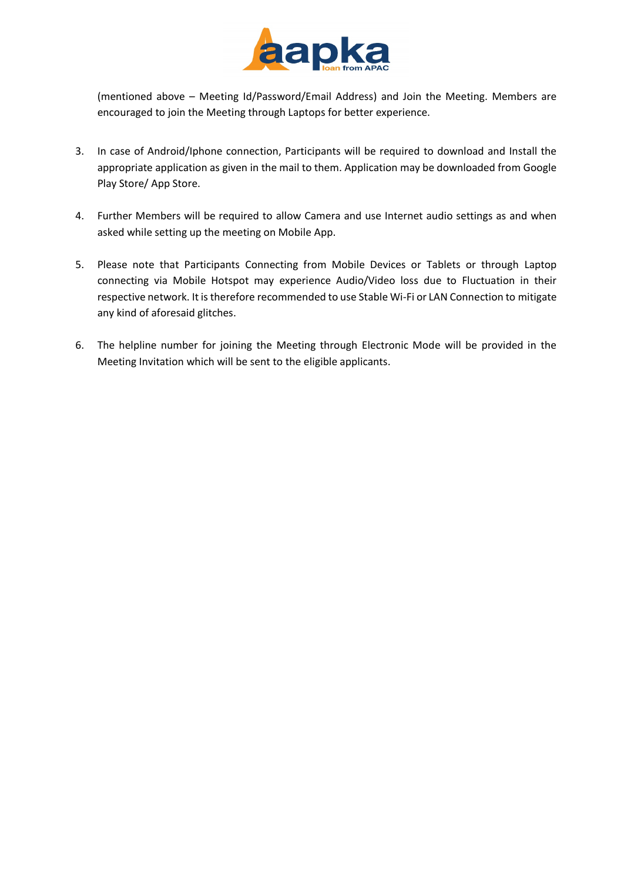(mentioned above – Meeting Id/Password/Email Address) and Join the Meeting. Members are encouraged to join the Meeting through Laptops for better experience.

3. In case of Android/Iphone connection, Participants will be required to download and Install the appropriate application as given in the mail to them. Application may be downloaded from Google Play Store/ App Store.

4. Further Members will be required to allow Camera and use Internet audio settings as and when asked while setting up the meeting on Mobile App.

5. Please note that Participants Connecting from Mobile Devices or Tablets or through Laptop connecting via Mobile Hotspot may experience Audio/Video loss due to Fluctuation in their respective network. It is therefore recommended to use Stable Wi-Fi or LAN Connection to mitigate any kind of aforesaid glitches.

6. The helpline number for joining the Meeting through Electronic Mode will be provided in the Meeting Invitation which will be sent to the eligible applicants.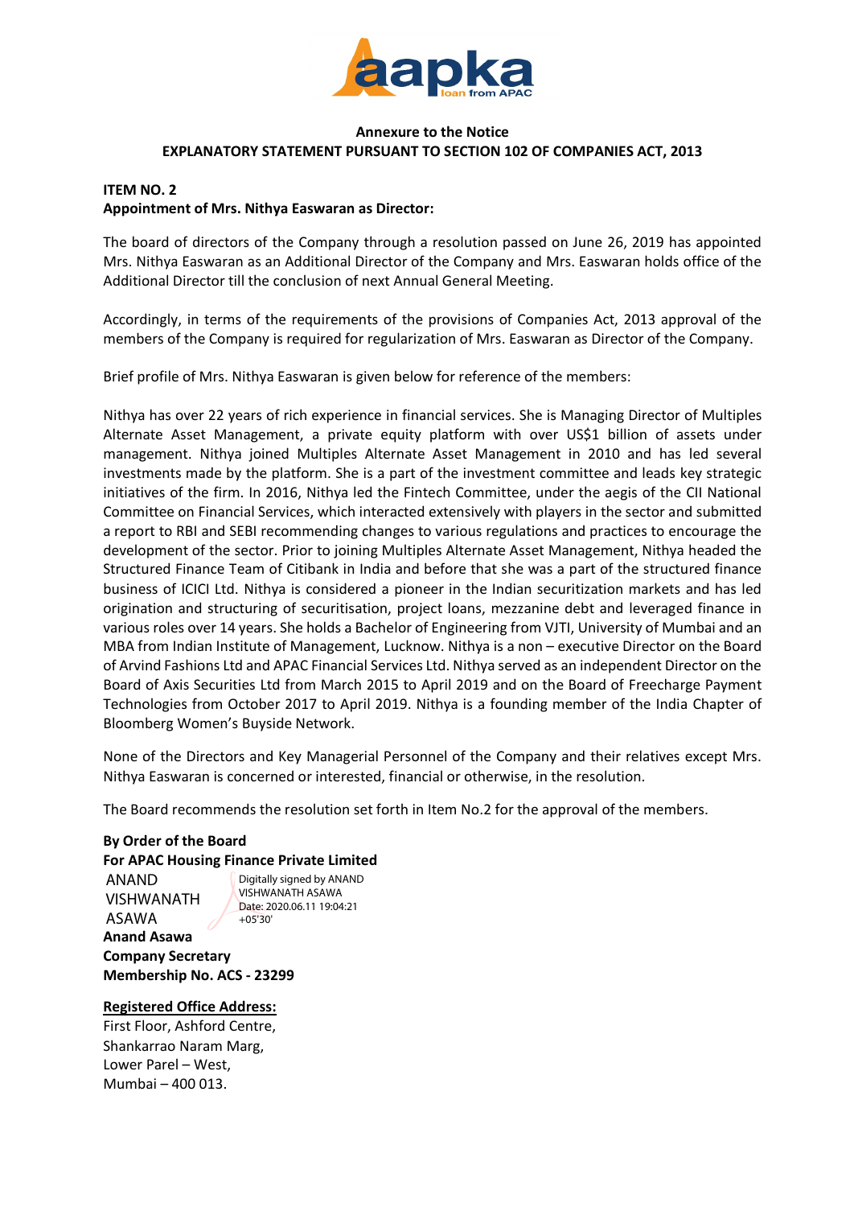**Annexure to the Notice**
**EXPLANATORY STATEMENT PURSUANT TO SECTION 102 OF COMPANIES ACT, 2013**

**ITEM NO. 2**
**Appointment of Mrs. Nithya Easwaran as Director:**

The board of directors of the Company through a resolution passed on June 26, 2019 has appointed Mrs. Nithya Easwaran as an Additional Director of the Company and Mrs. Easwaran holds office of the Additional Director till the conclusion of next Annual General Meeting.

Accordingly, in terms of the requirements of the provisions of Companies Act, 2013 approval of the members of the Company is required for regularization of Mrs. Easwaran as Director of the Company.

Brief profile of Mrs. Nithya Easwaran is given below for reference of the members:

Nithya has over 22 years of rich experience in financial services. She is Managing Director of Multiples Alternate Asset Management, a private equity platform with over US$1 billion of assets under management. Nithya joined Multiples Alternate Asset Management in 2010 and has led several investments made by the platform. She is a part of the investment committee and leads key strategic initiatives of the firm. In 2016, Nithya led the Fintech Committee, under the aegis of the CII National Committee on Financial Services, which interacted extensively with players in the sector and submitted a report to RBI and SEBI recommending changes to various regulations and practices to encourage the development of the sector. Prior to joining Multiples Alternate Asset Management, Nithya headed the Structured Finance Team of Citibank in India and before that she was a part of the structured finance business of ICICI Ltd. Nithya is considered a pioneer in the Indian securitization markets and has led origination and structuring of securitisation, project loans, mezzanine debt and leveraged finance in various roles over 14 years. She holds a Bachelor of Engineering from VJTI, University of Mumbai and an MBA from Indian Institute of Management, Lucknow. Nithya is a non – executive Director on the Board of Arvind Fashions Ltd and APAC Financial Services Ltd. Nithya served as an independent Director on the Board of Axis Securities Ltd from March 2015 to April 2019 and on the Board of Freecharge Payment Technologies from October 2017 to April 2019. Nithya is a founding member of the India Chapter of Bloomberg Women's Buyside Network.

None of the Directors and Key Managerial Personnel of the Company and their relatives except Mrs. Nithya Easwaran is concerned or interested, financial or otherwise, in the resolution.

The Board recommends the resolution set forth in Item No.2 for the approval of the members.

**By Order of the Board**
**For APAC Housing Finance Private Limited**

ANAND VISHWANATH ASAWA
Digitally signed by ANAND VISHWANATH ASAWA
Date: 2020.06.11 19:04:21 +05'30'

**Anand Asawa**
**Company Secretary**
**Membership No. ACS - 23299**

**Registered Office Address:**
First Floor, Ashford Centre,
Shankarrao Naram Marg,
Lower Parel – West,
Mumbai – 400 013.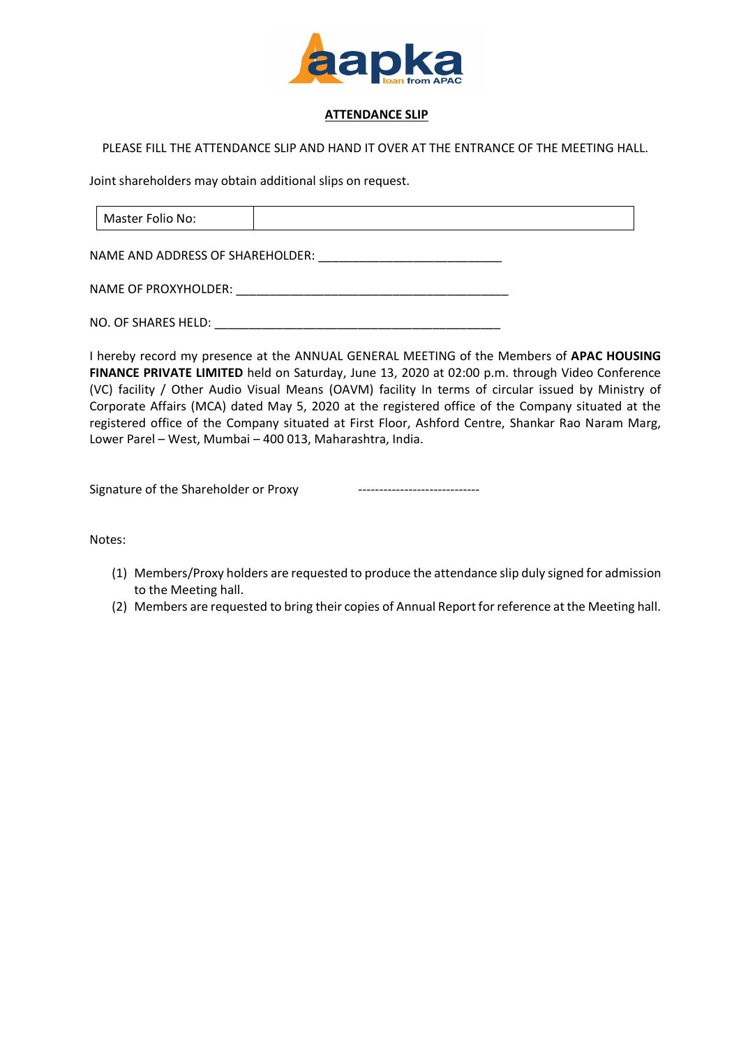aapka
loan from APAC

# ATTENDANCE SLIP

PLEASE FILL THE ATTENDANCE SLIP AND HAND IT OVER AT THE ENTRANCE OF THE MEETING HALL.

Joint shareholders may obtain additional slips on request.

| Master Folio No: | |
|---|---|

NAME AND ADDRESS OF SHAREHOLDER: ___________________________

NAME OF PROXYHOLDER: ________________________________________

NO. OF SHARES HELD: __________________________________________

I hereby record my presence at the ANNUAL GENERAL MEETING of the Members of **APAC HOUSING FINANCE PRIVATE LIMITED** held on Saturday, June 13, 2020 at 02:00 p.m. through Video Conference (VC) facility / Other Audio Visual Means (OAVM) facility In terms of circular issued by Ministry of Corporate Affairs (MCA) dated May 5, 2020 at the registered office of the Company situated at the registered office of the Company situated at First Floor, Ashford Centre, Shankar Rao Naram Marg, Lower Parel – West, Mumbai – 400 013, Maharashtra, India.

Signature of the Shareholder or Proxy ----------------------------

Notes:

(1) Members/Proxy holders are requested to produce the attendance slip duly signed for admission to the Meeting hall.
(2) Members are requested to bring their copies of Annual Report for reference at the Meeting hall.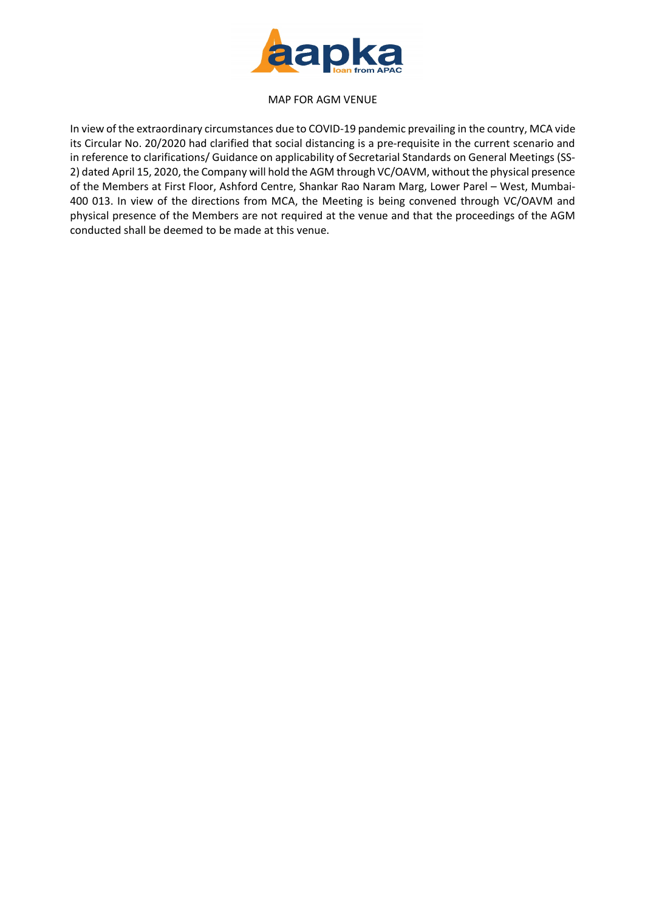MAP FOR AGM VENUE

In view of the extraordinary circumstances due to COVID-19 pandemic prevailing in the country, MCA vide its Circular No. 20/2020 had clarified that social distancing is a pre-requisite in the current scenario and in reference to clarifications/ Guidance on applicability of Secretarial Standards on General Meetings (SS-2) dated April 15, 2020, the Company will hold the AGM through VC/OAVM, without the physical presence of the Members at First Floor, Ashford Centre, Shankar Rao Naram Marg, Lower Parel – West, Mumbai-400 013. In view of the directions from MCA, the Meeting is being convened through VC/OAVM and physical presence of the Members are not required at the venue and that the proceedings of the AGM conducted shall be deemed to be made at this venue.